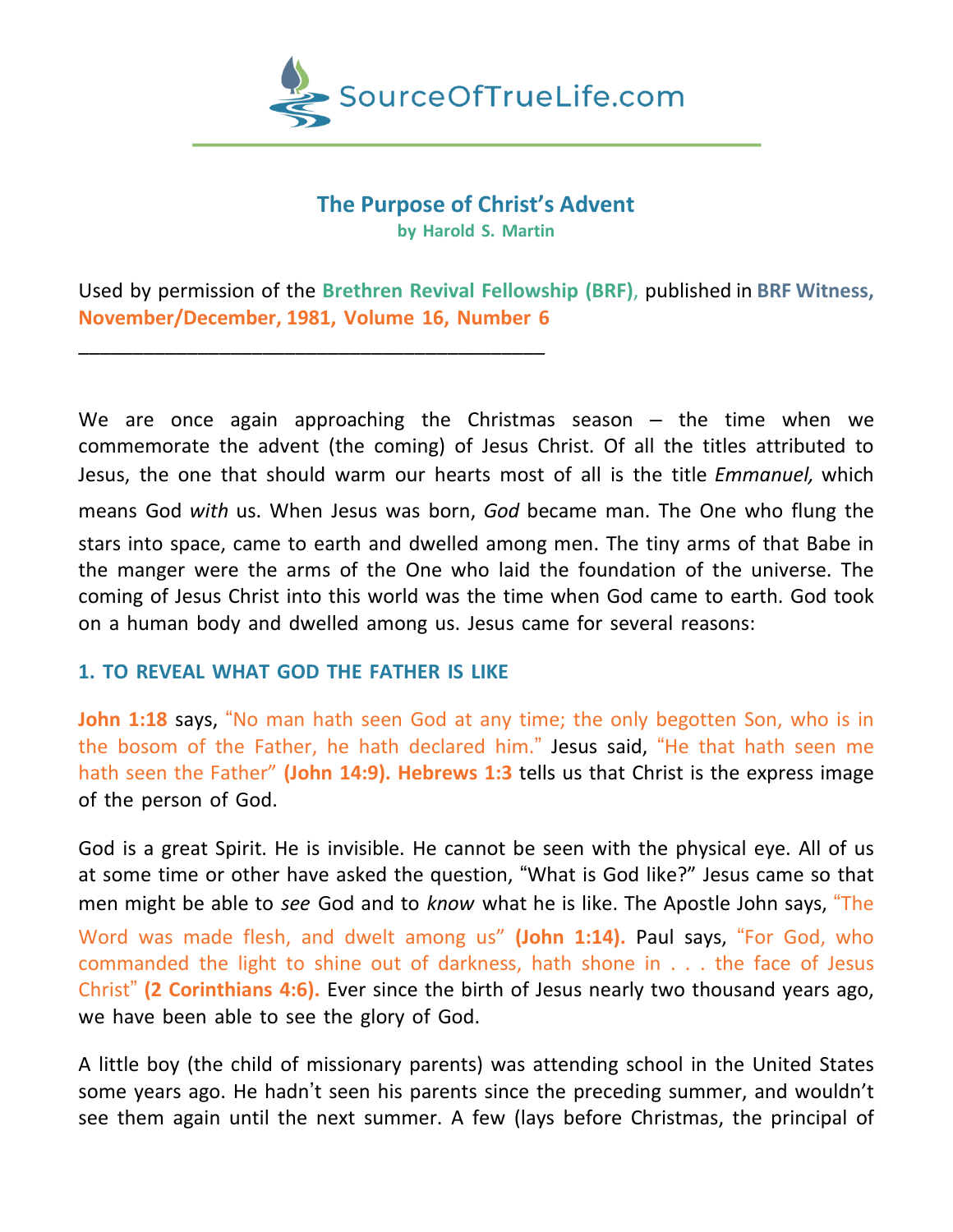SourceOfTrueLife.com

# The Purpose of Christ's Advent

**by Harold S. Martin**

Used by permission of the **Brethren Revival Fellowship (BRF)**, published in **BRF Witness, November/December, 1981, Volume 16, Number 6**

---

We are once again approaching the Christmas season – the time when we commemorate the advent (the coming) of Jesus Christ. Of all the titles attributed to Jesus, the one that should warm our hearts most of all is the title *Emmanuel,* which means God *with* us. When Jesus was born, *God* became man. The One who flung the stars into space, came to earth and dwelled among men. The tiny arms of that Babe in the manger were the arms of the One who laid the foundation of the universe. The coming of Jesus Christ into this world was the time when God came to earth. God took on a human body and dwelled among us. Jesus came for several reasons:

## 1. TO REVEAL WHAT GOD THE FATHER IS LIKE

**John 1:18** says, "No man hath seen God at any time; the only begotten Son, who is in the bosom of the Father, he hath declared him." Jesus said, "He that hath seen me hath seen the Father" **(John 14:9). Hebrews 1:3** tells us that Christ is the express image of the person of God.

God is a great Spirit. He is invisible. He cannot be seen with the physical eye. All of us at some time or other have asked the question, "What is God like?" Jesus came so that men might be able to *see* God and to *know* what he is like. The Apostle John says, "The Word was made flesh, and dwelt among us" **(John 1:14).** Paul says, "For God, who commanded the light to shine out of darkness, hath shone in . . . the face of Jesus Christ" **(2 Corinthians 4:6).** Ever since the birth of Jesus nearly two thousand years ago, we have been able to see the glory of God.

A little boy (the child of missionary parents) was attending school in the United States some years ago. He hadn't seen his parents since the preceding summer, and wouldn't see them again until the next summer. A few (lays before Christmas, the principal of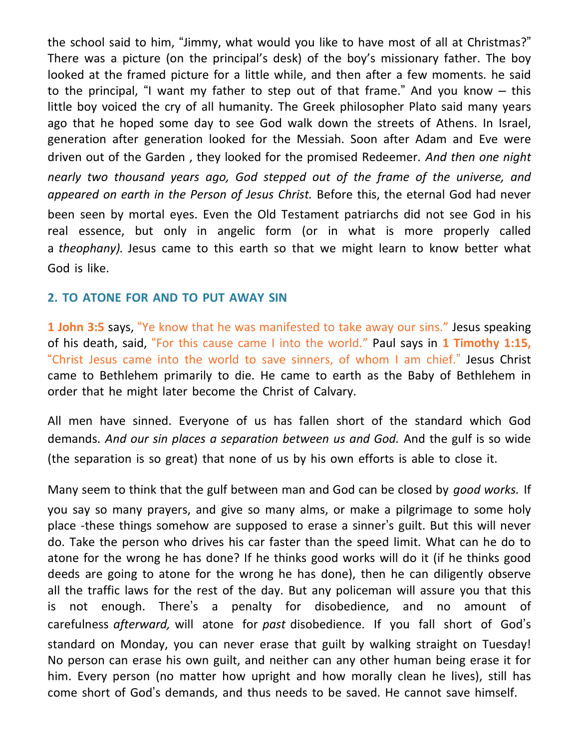the school said to him, "Jimmy, what would you like to have most of all at Christmas?" There was a picture (on the principal's desk) of the boy's missionary father. The boy looked at the framed picture for a little while, and then after a few moments. he said to the principal, "I want my father to step out of that frame." And you know – this little boy voiced the cry of all humanity. The Greek philosopher Plato said many years ago that he hoped some day to see God walk down the streets of Athens. In Israel, generation after generation looked for the Messiah. Soon after Adam and Eve were driven out of the Garden , they looked for the promised Redeemer. *And then one night nearly two thousand years ago, God stepped out of the frame of the universe, and appeared on earth in the Person of Jesus Christ.* Before this, the eternal God had never been seen by mortal eyes. Even the Old Testament patriarchs did not see God in his real essence, but only in angelic form (or in what is more properly called a *theophany).* Jesus came to this earth so that we might learn to know better what God is like.

## 2. TO ATONE FOR AND TO PUT AWAY SIN

**1 John 3:5** says, "Ye know that he was manifested to take away our sins." Jesus speaking of his death, said, "For this cause came I into the world." Paul says in **1 Timothy 1:15,** "Christ Jesus came into the world to save sinners, of whom I am chief." Jesus Christ came to Bethlehem primarily to die. He came to earth as the Baby of Bethlehem in order that he might later become the Christ of Calvary.

All men have sinned. Everyone of us has fallen short of the standard which God demands. *And our sin places a separation between us and God.* And the gulf is so wide (the separation is so great) that none of us by his own efforts is able to close it.

Many seem to think that the gulf between man and God can be closed by *good works.* If you say so many prayers, and give so many alms, or make a pilgrimage to some holy place -these things somehow are supposed to erase a sinner's guilt. But this will never do. Take the person who drives his car faster than the speed limit. What can he do to atone for the wrong he has done? If he thinks good works will do it (if he thinks good deeds are going to atone for the wrong he has done), then he can diligently observe all the traffic laws for the rest of the day. But any policeman will assure you that this is not enough. There's a penalty for disobedience, and no amount of carefulness *afterward,* will atone for *past* disobedience. If you fall short of God's standard on Monday, you can never erase that guilt by walking straight on Tuesday! No person can erase his own guilt, and neither can any other human being erase it for him. Every person (no matter how upright and how morally clean he lives), still has come short of God's demands, and thus needs to be saved. He cannot save himself.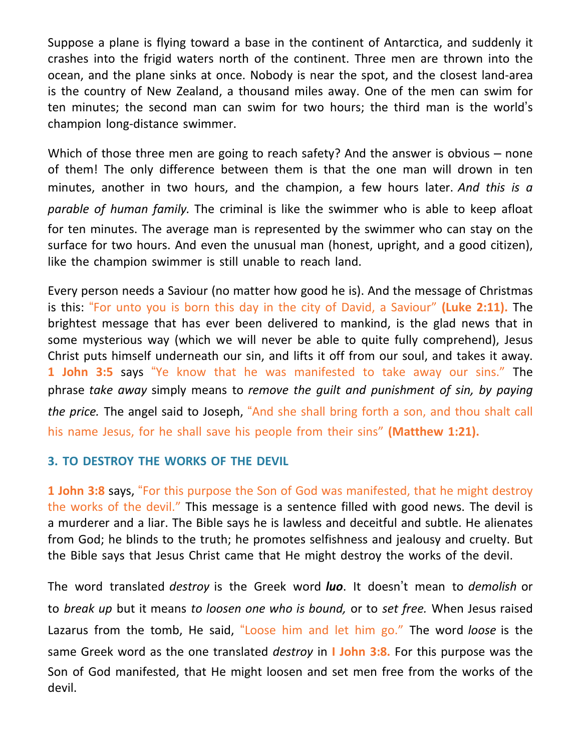Suppose a plane is flying toward a base in the continent of Antarctica, and suddenly it crashes into the frigid waters north of the continent. Three men are thrown into the ocean, and the plane sinks at once. Nobody is near the spot, and the closest land-area is the country of New Zealand, a thousand miles away. One of the men can swim for ten minutes; the second man can swim for two hours; the third man is the world's champion long-distance swimmer.

Which of those three men are going to reach safety? And the answer is obvious – none of them! The only difference between them is that the one man will drown in ten minutes, another in two hours, and the champion, a few hours later. *And this is a parable of human family.* The criminal is like the swimmer who is able to keep afloat for ten minutes. The average man is represented by the swimmer who can stay on the surface for two hours. And even the unusual man (honest, upright, and a good citizen), like the champion swimmer is still unable to reach land.

Every person needs a Saviour (no matter how good he is). And the message of Christmas is this: "For unto you is born this day in the city of David, a Saviour" **(Luke 2:11).** The brightest message that has ever been delivered to mankind, is the glad news that in some mysterious way (which we will never be able to quite fully comprehend), Jesus Christ puts himself underneath our sin, and lifts it off from our soul, and takes it away. **1 John 3:5** says "Ye know that he was manifested to take away our sins." The phrase *take away* simply means to *remove the guilt and punishment of sin, by paying the price.* The angel said to Joseph, "And she shall bring forth a son, and thou shalt call his name Jesus, for he shall save his people from their sins" **(Matthew 1:21).**

### 3. TO DESTROY THE WORKS OF THE DEVIL

**1 John 3:8** says, "For this purpose the Son of God was manifested, that he might destroy the works of the devil." This message is a sentence filled with good news. The devil is a murderer and a liar. The Bible says he is lawless and deceitful and subtle. He alienates from God; he blinds to the truth; he promotes selfishness and jealousy and cruelty. But the Bible says that Jesus Christ came that He might destroy the works of the devil.

The word translated *destroy* is the Greek word ***luo***. It doesn't mean to *demolish* or to *break up* but it means *to loosen one who is bound,* or to *set free.* When Jesus raised Lazarus from the tomb, He said, "Loose him and let him go." The word *loose* is the same Greek word as the one translated *destroy* in **I John 3:8.** For this purpose was the Son of God manifested, that He might loosen and set men free from the works of the devil.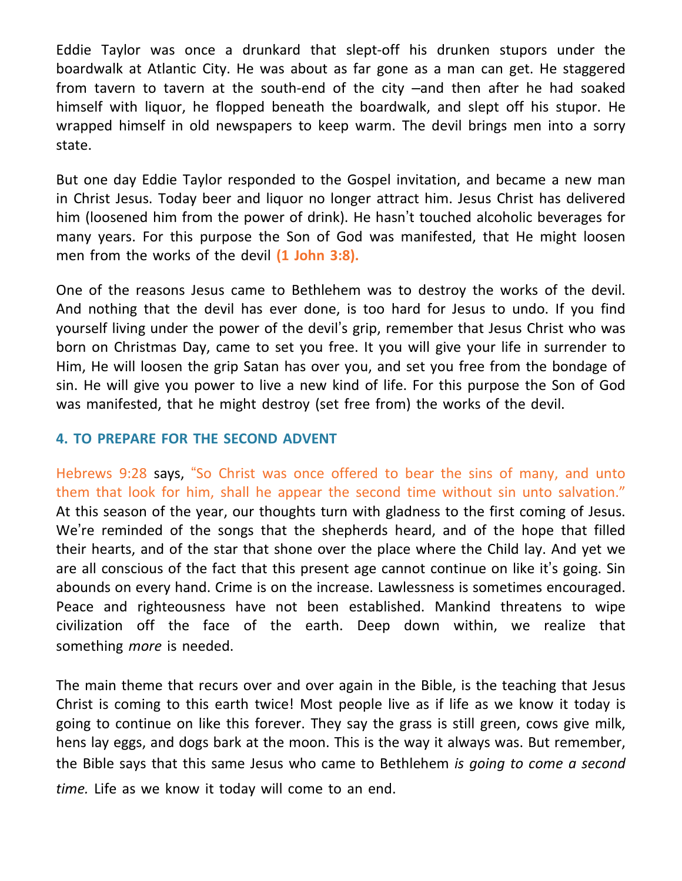Eddie Taylor was once a drunkard that slept-off his drunken stupors under the boardwalk at Atlantic City. He was about as far gone as a man can get. He staggered from tavern to tavern at the south-end of the city –and then after he had soaked himself with liquor, he flopped beneath the boardwalk, and slept off his stupor. He wrapped himself in old newspapers to keep warm. The devil brings men into a sorry state.

But one day Eddie Taylor responded to the Gospel invitation, and became a new man in Christ Jesus. Today beer and liquor no longer attract him. Jesus Christ has delivered him (loosened him from the power of drink). He hasn't touched alcoholic beverages for many years. For this purpose the Son of God was manifested, that He might loosen men from the works of the devil **(1 John 3:8).**

One of the reasons Jesus came to Bethlehem was to destroy the works of the devil. And nothing that the devil has ever done, is too hard for Jesus to undo. If you find yourself living under the power of the devil's grip, remember that Jesus Christ who was born on Christmas Day, came to set you free. It you will give your life in surrender to Him, He will loosen the grip Satan has over you, and set you free from the bondage of sin. He will give you power to live a new kind of life. For this purpose the Son of God was manifested, that he might destroy (set free from) the works of the devil.

### 4. TO PREPARE FOR THE SECOND ADVENT

Hebrews 9:28 says, "So Christ was once offered to bear the sins of many, and unto them that look for him, shall he appear the second time without sin unto salvation." At this season of the year, our thoughts turn with gladness to the first coming of Jesus. We're reminded of the songs that the shepherds heard, and of the hope that filled their hearts, and of the star that shone over the place where the Child lay. And yet we are all conscious of the fact that this present age cannot continue on like it's going. Sin abounds on every hand. Crime is on the increase. Lawlessness is sometimes encouraged. Peace and righteousness have not been established. Mankind threatens to wipe civilization off the face of the earth. Deep down within, we realize that something *more* is needed.

The main theme that recurs over and over again in the Bible, is the teaching that Jesus Christ is coming to this earth twice! Most people live as if life as we know it today is going to continue on like this forever. They say the grass is still green, cows give milk, hens lay eggs, and dogs bark at the moon. This is the way it always was. But remember, the Bible says that this same Jesus who came to Bethlehem *is going to come a second time.* Life as we know it today will come to an end.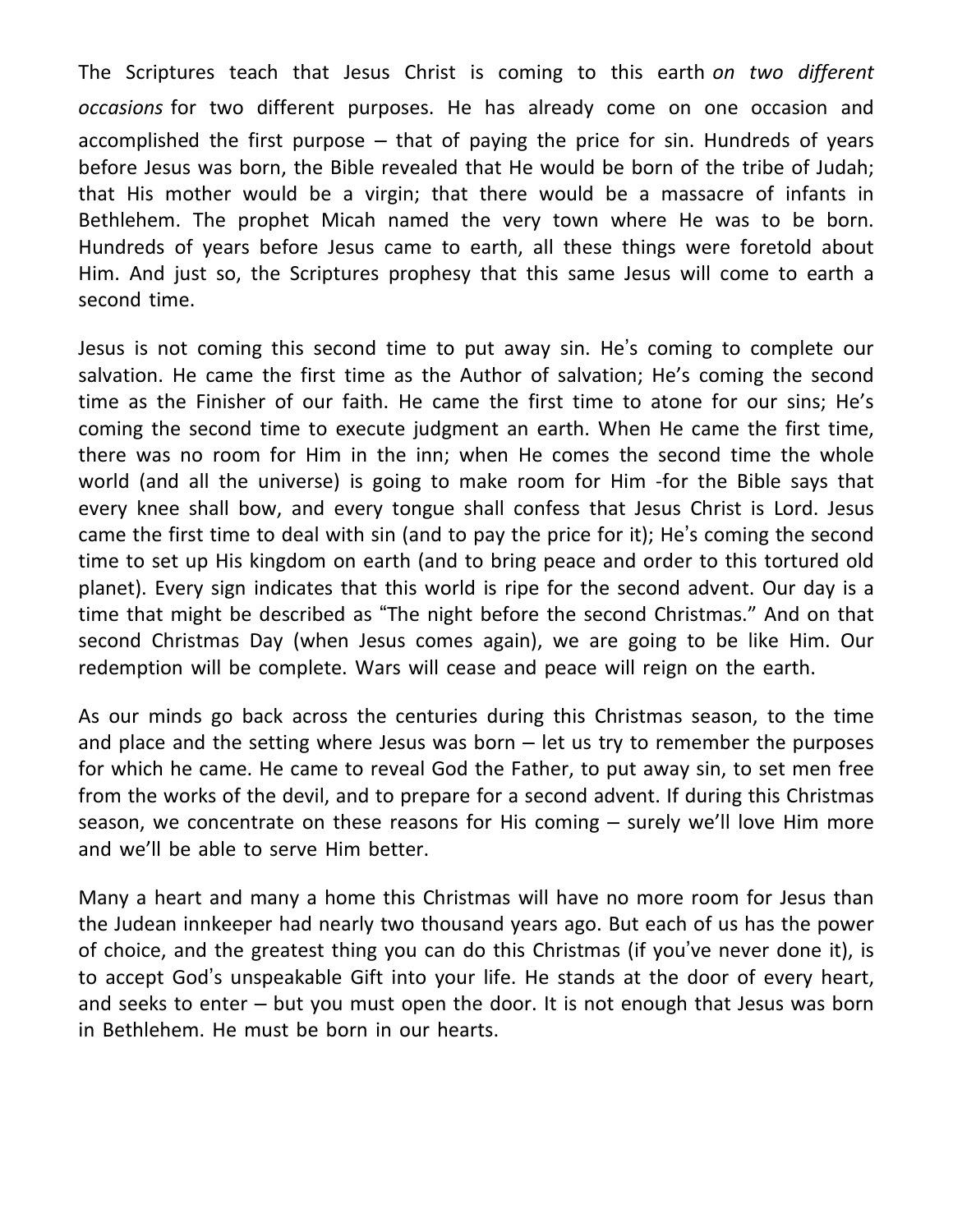The Scriptures teach that Jesus Christ is coming to this earth *on two different occasions* for two different purposes. He has already come on one occasion and accomplished the first purpose – that of paying the price for sin. Hundreds of years before Jesus was born, the Bible revealed that He would be born of the tribe of Judah; that His mother would be a virgin; that there would be a massacre of infants in Bethlehem. The prophet Micah named the very town where He was to be born. Hundreds of years before Jesus came to earth, all these things were foretold about Him. And just so, the Scriptures prophesy that this same Jesus will come to earth a second time.

Jesus is not coming this second time to put away sin. He's coming to complete our salvation. He came the first time as the Author of salvation; He's coming the second time as the Finisher of our faith. He came the first time to atone for our sins; He's coming the second time to execute judgment an earth. When He came the first time, there was no room for Him in the inn; when He comes the second time the whole world (and all the universe) is going to make room for Him -for the Bible says that every knee shall bow, and every tongue shall confess that Jesus Christ is Lord. Jesus came the first time to deal with sin (and to pay the price for it); He's coming the second time to set up His kingdom on earth (and to bring peace and order to this tortured old planet). Every sign indicates that this world is ripe for the second advent. Our day is a time that might be described as "The night before the second Christmas." And on that second Christmas Day (when Jesus comes again), we are going to be like Him. Our redemption will be complete. Wars will cease and peace will reign on the earth.

As our minds go back across the centuries during this Christmas season, to the time and place and the setting where Jesus was born – let us try to remember the purposes for which he came. He came to reveal God the Father, to put away sin, to set men free from the works of the devil, and to prepare for a second advent. If during this Christmas season, we concentrate on these reasons for His coming – surely we'll love Him more and we'll be able to serve Him better.

Many a heart and many a home this Christmas will have no more room for Jesus than the Judean innkeeper had nearly two thousand years ago. But each of us has the power of choice, and the greatest thing you can do this Christmas (if you've never done it), is to accept God's unspeakable Gift into your life. He stands at the door of every heart, and seeks to enter – but you must open the door. It is not enough that Jesus was born in Bethlehem. He must be born in our hearts.